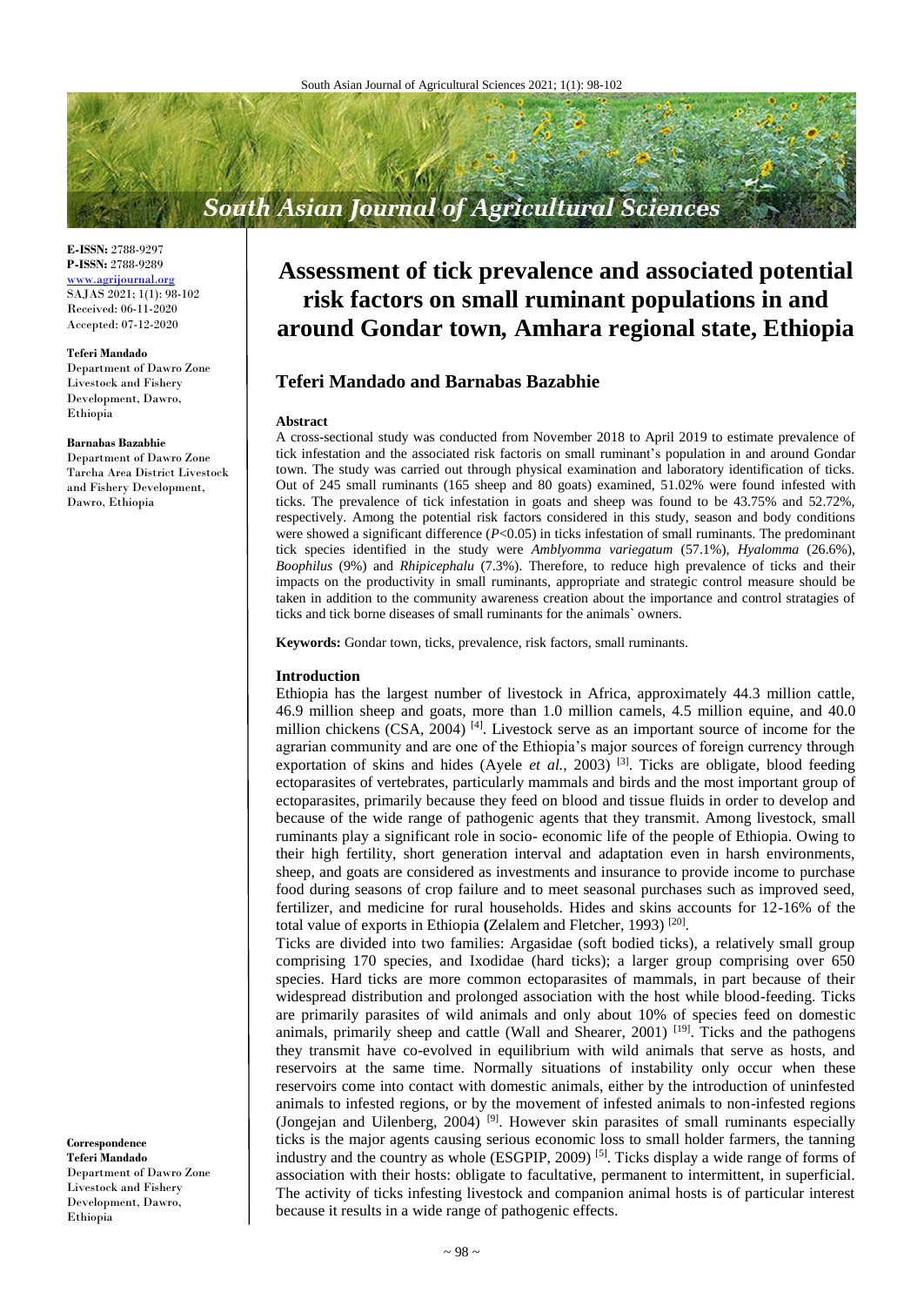**E-ISSN:** 2788-9297
**P-ISSN:** 2788-9289
www.agrijournal.org
SAJAS 2021; 1(1): 98-102
Received: 06-11-2020
Accepted: 07-12-2020

**Teferi Mandado**
Department of Dawro Zone Livestock and Fishery Development, Dawro, Ethiopia

**Barnabas Bazabhie**
Department of Dawro Zone Tarcha Area District Livestock and Fishery Development, Dawro, Ethiopia

**Correspondence**
**Teferi Mandado**
Department of Dawro Zone Livestock and Fishery Development, Dawro, Ethiopia

# Assessment of tick prevalence and associated potential risk factors on small ruminant populations in and around Gondar town, Amhara regional state, Ethiopia

## Teferi Mandado and Barnabas Bazabhie

**Abstract**

A cross-sectional study was conducted from November 2018 to April 2019 to estimate prevalence of tick infestation and the associated risk factoris on small ruminant's population in and around Gondar town. The study was carried out through physical examination and laboratory identification of ticks. Out of 245 small ruminants (165 sheep and 80 goats) examined, 51.02% were found infested with ticks. The prevalence of tick infestation in goats and sheep was found to be 43.75% and 52.72%, respectively. Among the potential risk factors considered in this study, season and body conditions were showed a significant difference ($P<0.05$) in ticks infestation of small ruminants. The predominant tick species identified in the study were *Amblyomma variegatum* (57.1%), *Hyalomma* (26.6%), *Boophilus* (9%) and *Rhipicephalu* (7.3%). Therefore, to reduce high prevalence of ticks and their impacts on the productivity in small ruminants, appropriate and strategic control measure should be taken in addition to the community awareness creation about the importance and control stratagies of ticks and tick borne diseases of small ruminants for the animals` owners.

**Keywords:** Gondar town, ticks, prevalence, risk factors, small ruminants.

**Introduction**

Ethiopia has the largest number of livestock in Africa, approximately 44.3 million cattle, 46.9 million sheep and goats, more than 1.0 million camels, 4.5 million equine, and 40.0 million chickens (CSA, 2004) [4]. Livestock serve as an important source of income for the agrarian community and are one of the Ethiopia's major sources of foreign currency through exportation of skins and hides (Ayele *et al.*, 2003) [3]. Ticks are obligate, blood feeding ectoparasites of vertebrates, particularly mammals and birds and the most important group of ectoparasites, primarily because they feed on blood and tissue fluids in order to develop and because of the wide range of pathogenic agents that they transmit. Among livestock, small ruminants play a significant role in socio- economic life of the people of Ethiopia. Owing to their high fertility, short generation interval and adaptation even in harsh environments, sheep, and goats are considered as investments and insurance to provide income to purchase food during seasons of crop failure and to meet seasonal purchases such as improved seed, fertilizer, and medicine for rural households. Hides and skins accounts for 12-16% of the total value of exports in Ethiopia **(**Zelalem and Fletcher, 1993) [20].

Ticks are divided into two families: Argasidae (soft bodied ticks), a relatively small group comprising 170 species, and Ixodidae (hard ticks); a larger group comprising over 650 species. Hard ticks are more common ectoparasites of mammals, in part because of their widespread distribution and prolonged association with the host while blood-feeding. Ticks are primarily parasites of wild animals and only about 10% of species feed on domestic animals, primarily sheep and cattle (Wall and Shearer, 2001) [19]. Ticks and the pathogens they transmit have co-evolved in equilibrium with wild animals that serve as hosts, and reservoirs at the same time. Normally situations of instability only occur when these reservoirs come into contact with domestic animals, either by the introduction of uninfested animals to infested regions, or by the movement of infested animals to non-infested regions (Jongejan and Uilenberg, 2004) [9]. However skin parasites of small ruminants especially ticks is the major agents causing serious economic loss to small holder farmers, the tanning industry and the country as whole (ESGPIP, 2009) [5]. Ticks display a wide range of forms of association with their hosts: obligate to facultative, permanent to intermittent, in superficial. The activity of ticks infesting livestock and companion animal hosts is of particular interest because it results in a wide range of pathogenic effects.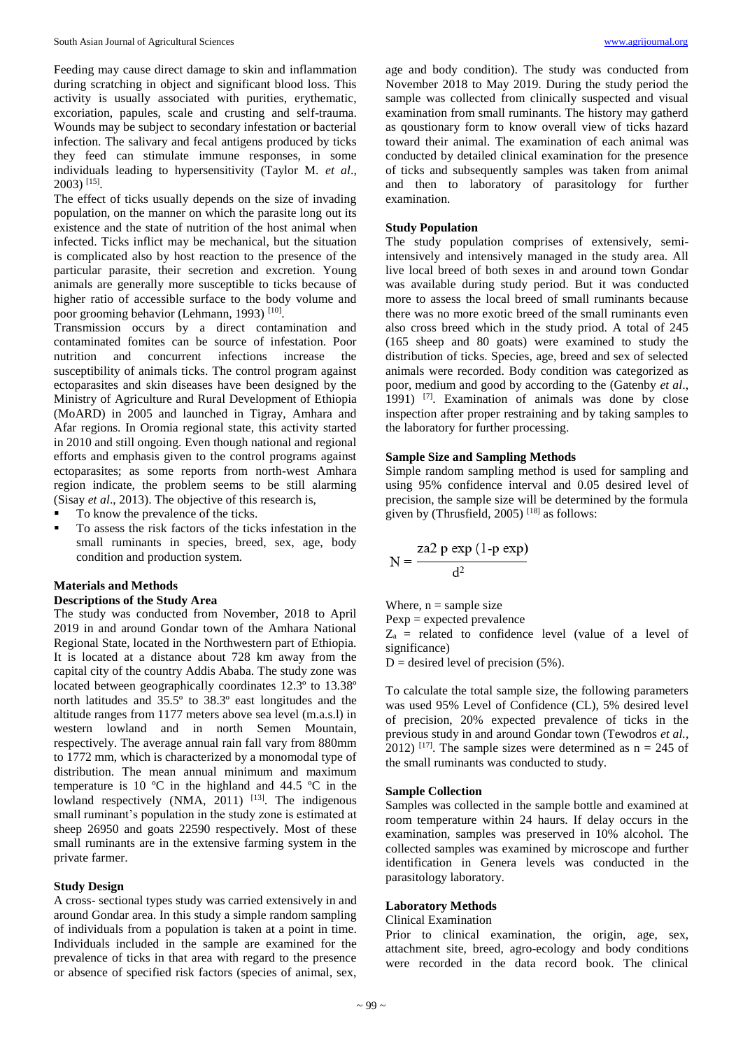Feeding may cause direct damage to skin and inflammation during scratching in object and significant blood loss. This activity is usually associated with purities, erythematic, excoriation, papules, scale and crusting and self-trauma. Wounds may be subject to secondary infestation or bacterial infection. The salivary and fecal antigens produced by ticks they feed can stimulate immune responses, in some individuals leading to hypersensitivity (Taylor M. *et al*., 2003) [15].

The effect of ticks usually depends on the size of invading population, on the manner on which the parasite long out its existence and the state of nutrition of the host animal when infected. Ticks inflict may be mechanical, but the situation is complicated also by host reaction to the presence of the particular parasite, their secretion and excretion. Young animals are generally more susceptible to ticks because of higher ratio of accessible surface to the body volume and poor grooming behavior (Lehmann, 1993) [10].

Transmission occurs by a direct contamination and contaminated fomites can be source of infestation. Poor nutrition and concurrent infections increase the susceptibility of animals ticks. The control program against ectoparasites and skin diseases have been designed by the Ministry of Agriculture and Rural Development of Ethiopia (MoARD) in 2005 and launched in Tigray, Amhara and Afar regions. In Oromia regional state, this activity started in 2010 and still ongoing. Even though national and regional efforts and emphasis given to the control programs against ectoparasites; as some reports from north-west Amhara region indicate, the problem seems to be still alarming (Sisay *et al*., 2013). The objective of this research is,

- To know the prevalence of the ticks.
- To assess the risk factors of the ticks infestation in the small ruminants in species, breed, sex, age, body condition and production system.

## Materials and Methods

### Descriptions of the Study Area

The study was conducted from November, 2018 to April 2019 in and around Gondar town of the Amhara National Regional State, located in the Northwestern part of Ethiopia. It is located at a distance about 728 km away from the capital city of the country Addis Ababa. The study zone was located between geographically coordinates 12.3º to 13.38º north latitudes and 35.5º to 38.3º east longitudes and the altitude ranges from 1177 meters above sea level (m.a.s.l) in western lowland and in north Semen Mountain, respectively. The average annual rain fall vary from 880mm to 1772 mm, which is characterized by a monomodal type of distribution. The mean annual minimum and maximum temperature is 10 ºC in the highland and 44.5 ºC in the lowland respectively (NMA, 2011) [13]. The indigenous small ruminant's population in the study zone is estimated at sheep 26950 and goats 22590 respectively. Most of these small ruminants are in the extensive farming system in the private farmer.

### Study Design

A cross- sectional types study was carried extensively in and around Gondar area. In this study a simple random sampling of individuals from a population is taken at a point in time. Individuals included in the sample are examined for the prevalence of ticks in that area with regard to the presence or absence of specified risk factors (species of animal, sex, age and body condition). The study was conducted from November 2018 to May 2019. During the study period the sample was collected from clinically suspected and visual examination from small ruminants. The history may gatherd as qoustionary form to know overall view of ticks hazard toward their animal. The examination of each animal was conducted by detailed clinical examination for the presence of ticks and subsequently samples was taken from animal and then to laboratory of parasitology for further examination.

### Study Population

The study population comprises of extensively, semi-intensively and intensively managed in the study area. All live local breed of both sexes in and around town Gondar was available during study period. But it was conducted more to assess the local breed of small ruminants because there was no more exotic breed of the small ruminants even also cross breed which in the study priod. A total of 245 (165 sheep and 80 goats) were examined to study the distribution of ticks. Species, age, breed and sex of selected animals were recorded. Body condition was categorized as poor, medium and good by according to the (Gatenby *et al*., 1991) [7]. Examination of animals was done by close inspection after proper restraining and by taking samples to the laboratory for further processing.

### Sample Size and Sampling Methods

Simple random sampling method is used for sampling and using 95% confidence interval and 0.05 desired level of precision, the sample size will be determined by the formula given by (Thrusfield, 2005) [18] as follows:

$$N = \frac{za2\ p\ exp\ (1\text{-}p\ exp)}{d^2}$$

Where, n = sample size

Pexp = expected prevalence

$Z_a$ = related to confidence level (value of a level of significance)

D = desired level of precision (5%).

To calculate the total sample size, the following parameters was used 95% Level of Confidence (CL), 5% desired level of precision, 20% expected prevalence of ticks in the previous study in and around Gondar town (Tewodros *et al.*, 2012) [17]. The sample sizes were determined as n = 245 of the small ruminants was conducted to study.

### Sample Collection

Samples was collected in the sample bottle and examined at room temperature within 24 haurs. If delay occurs in the examination, samples was preserved in 10% alcohol. The collected samples was examined by microscope and further identification in Genera levels was conducted in the parasitology laboratory.

### Laboratory Methods

Clinical Examination

Prior to clinical examination, the origin, age, sex, attachment site, breed, agro-ecology and body conditions were recorded in the data record book. The clinical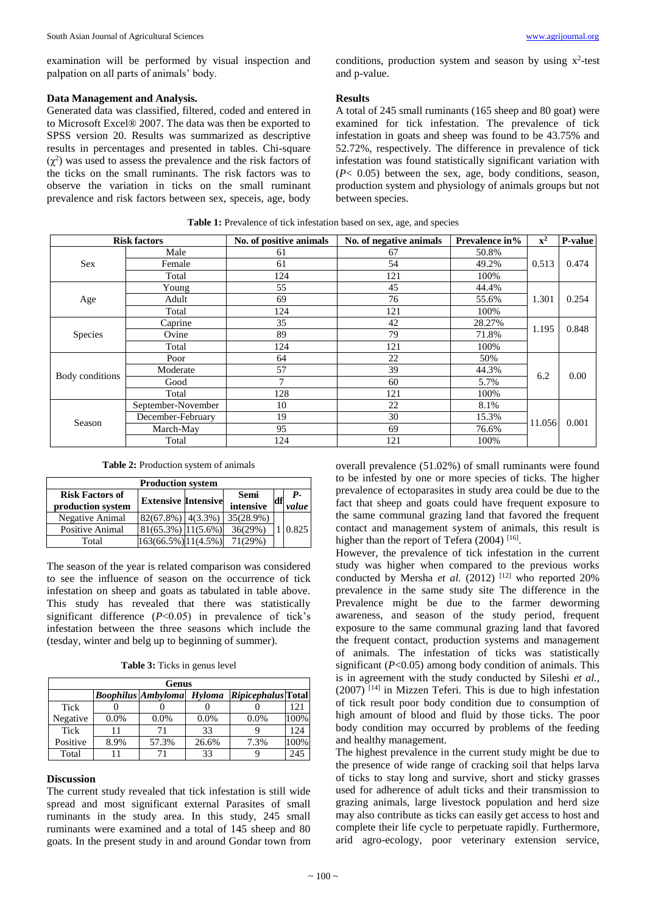examination will be performed by visual inspection and palpation on all parts of animals' body.

### Data Management and Analysis.

Generated data was classified, filtered, coded and entered in to Microsoft Excel® 2007. The data was then be exported to SPSS version 20. Results was summarized as descriptive results in percentages and presented in tables. Chi-square ($\chi^2$) was used to assess the prevalence and the risk factors of the ticks on the small ruminants. The risk factors was to observe the variation in ticks on the small ruminant prevalence and risk factors between sex, speceis, age, body conditions, production system and season by using $x^2$-test and p-value.

### Results

A total of 245 small ruminants (165 sheep and 80 goat) were examined for tick infestation. The prevalence of tick infestation in goats and sheep was found to be 43.75% and 52.72%, respectively. The difference in prevalence of tick infestation was found statistically significant variation with ($P$< 0.05) between the sex, age, body conditions, season, production system and physiology of animals groups but not between species.

**Table 1:** Prevalence of tick infestation based on sex, age, and species

| Risk factors | | No. of positive animals | No. of negative animals | Prevalence in% | $x^2$ | P-value |
|---|---|---|---|---|---|---|
| Sex | Male | 61 | 67 | 50.8% | 0.513 | 0.474 |
| | Female | 61 | 54 | 49.2% | | |
| | Total | 124 | 121 | 100% | | |
| Age | Young | 55 | 45 | 44.4% | 1.301 | 0.254 |
| | Adult | 69 | 76 | 55.6% | | |
| | Total | 124 | 121 | 100% | | |
| Species | Caprine | 35 | 42 | 28.27% | 1.195 | 0.848 |
| | Ovine | 89 | 79 | 71.8% | | |
| | Total | 124 | 121 | 100% | | |
| Body conditions | Poor | 64 | 22 | 50% | 6.2 | 0.00 |
| | Moderate | 57 | 39 | 44.3% | | |
| | Good | 7 | 60 | 5.7% | | |
| | Total | 128 | 121 | 100% | | |
| Season | September-November | 10 | 22 | 8.1% | 11.056 | 0.001 |
| | December-February | 19 | 30 | 15.3% | | |
| | March-May | 95 | 69 | 76.6% | | |
| | Total | 124 | 121 | 100% | | |

**Table 2:** Production system of animals

| Production system | | | | | |
|---|---|---|---|---|---|
| Risk Factors of production system | Extensive | Intensive | Semi intensive | df | P-value |
| Negative Animal | 82(67.8%) | 4(3.3%) | 35(28.9%) | 1 | 0.825 |
| Positive Animal | 81(65.3%) | 11(5.6%) | 36(29%) | | |
| Total | 163(66.5%) | 11(4.5%) | 71(29%) | | |

The season of the year is related comparison was considered to see the influence of season on the occurrence of tick infestation on sheep and goats as tabulated in table above. This study has revealed that there was statistically significant difference ($P$<0.05) in prevalence of tick's infestation between the three seasons which include the (tesday, winter and belg up to beginning of summer).

**Table 3:** Ticks in genus level

| Genus | | | | | |
|---|---|---|---|---|---|
| | *Boophilus* | *Amblyoma* | *Hyloma* | *Ripicephalus* | Total |
| Tick Negative | 0<br>0.0% | 0<br>0.0% | 0<br>0.0% | 0<br>0.0% | 121<br>100% |
| Tick Positive | 11<br>8.9% | 71<br>57.3% | 33<br>26.6% | 9<br>7.3% | 124<br>100% |
| Total | 11 | 71 | 33 | 9 | 245 |

### Discussion

The current study revealed that tick infestation is still wide spread and most significant external Parasites of small ruminants in the study area. In this study, 245 small ruminants were examined and a total of 145 sheep and 80 goats. In the present study in and around Gondar town from overall prevalence (51.02%) of small ruminants were found to be infested by one or more species of ticks. The higher prevalence of ectoparasites in study area could be due to the fact that sheep and goats could have frequent exposure to the same communal grazing land that favored the frequent contact and management system of animals, this result is higher than the report of Tefera (2004) [16].

However, the prevalence of tick infestation in the current study was higher when compared to the previous works conducted by Mersha *et al.* (2012) [12] who reported 20% prevalence in the same study site The difference in the Prevalence might be due to the farmer deworming awareness, and season of the study period, frequent exposure to the same communal grazing land that favored the frequent contact, production systems and management of animals. The infestation of ticks was statistically significant ($P$<0.05) among body condition of animals. This is in agreement with the study conducted by Sileshi *et al.,* (2007) [14] in Mizzen Teferi. This is due to high infestation of tick result poor body condition due to consumption of high amount of blood and fluid by those ticks. The poor body condition may occurred by problems of the feeding and healthy management.

The highest prevalence in the current study might be due to the presence of wide range of cracking soil that helps larva of ticks to stay long and survive, short and sticky grasses used for adherence of adult ticks and their transmission to grazing animals, large livestock population and herd size may also contribute as ticks can easily get access to host and complete their life cycle to perpetuate rapidly. Furthermore, arid agro-ecology, poor veterinary extension service,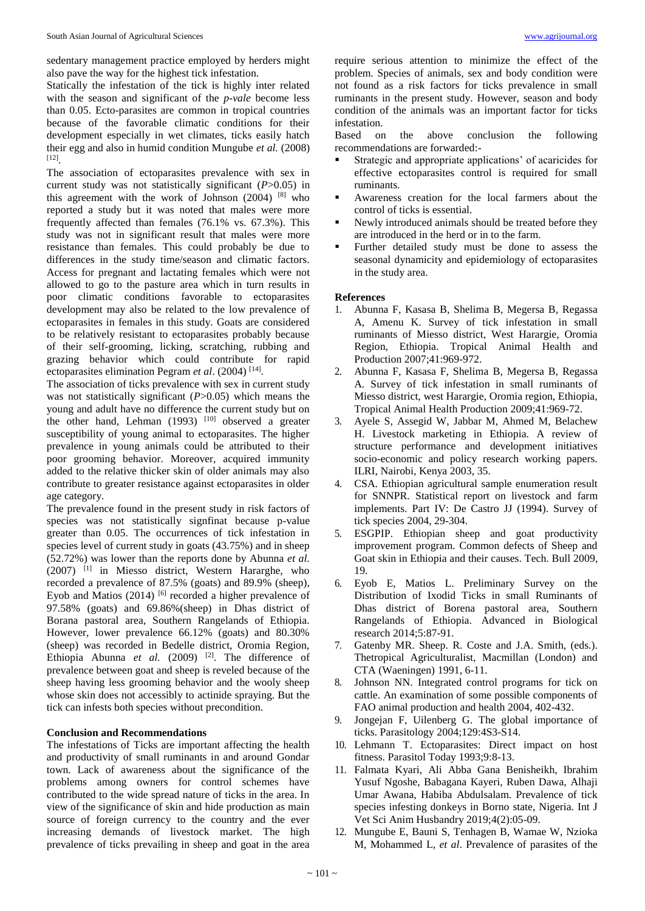sedentary management practice employed by herders might also pave the way for the highest tick infestation.

Statically the infestation of the tick is highly inter related with the season and significant of the *p-vale* become less than 0.05. Ecto-parasites are common in tropical countries because of the favorable climatic conditions for their development especially in wet climates, ticks easily hatch their egg and also in humid condition Mungube *et al.* (2008) [12].

The association of ectoparasites prevalence with sex in current study was not statistically significant ($P$>0.05) in this agreement with the work of Johnson (2004) [8] who reported a study but it was noted that males were more frequently affected than females (76.1% vs. 67.3%). This study was not in significant result that males were more resistance than females. This could probably be due to differences in the study time/season and climatic factors. Access for pregnant and lactating females which were not allowed to go to the pasture area which in turn results in poor climatic conditions favorable to ectoparasites development may also be related to the low prevalence of ectoparasites in females in this study. Goats are considered to be relatively resistant to ectoparasites probably because of their self-grooming, licking, scratching, rubbing and grazing behavior which could contribute for rapid ectoparasites elimination Pegram *et al*. (2004) [14].

The association of ticks prevalence with sex in current study was not statistically significant ($P$>0.05) which means the young and adult have no difference the current study but on the other hand, Lehman (1993) [10] observed a greater susceptibility of young animal to ectoparasites. The higher prevalence in young animals could be attributed to their poor grooming behavior. Moreover, acquired immunity added to the relative thicker skin of older animals may also contribute to greater resistance against ectoparasites in older age category.

The prevalence found in the present study in risk factors of species was not statistically signfinat because p-value greater than 0.05. The occurrences of tick infestation in species level of current study in goats (43.75%) and in sheep (52.72%) was lower than the reports done by Abunna *et al.* (2007) [1] in Miesso district, Western Hararghe, who recorded a prevalence of 87.5% (goats) and 89.9% (sheep), Eyob and Matios (2014) [6] recorded a higher prevalence of 97.58% (goats) and 69.86%(sheep) in Dhas district of Borana pastoral area, Southern Rangelands of Ethiopia. However, lower prevalence 66.12% (goats) and 80.30% (sheep) was recorded in Bedelle district, Oromia Region, Ethiopia Abunna *et al.* (2009) [2]. The difference of prevalence between goat and sheep is reveled because of the sheep having less grooming behavior and the wooly sheep whose skin does not accessibly to actinide spraying. But the tick can infests both species without precondition.

## Conclusion and Recommendations

The infestations of Ticks are important affecting the health and productivity of small ruminants in and around Gondar town. Lack of awareness about the significance of the problems among owners for control schemes have contributed to the wide spread nature of ticks in the area. In view of the significance of skin and hide production as main source of foreign currency to the country and the ever increasing demands of livestock market. The high prevalence of ticks prevailing in sheep and goat in the area require serious attention to minimize the effect of the problem. Species of animals, sex and body condition were not found as a risk factors for ticks prevalence in small ruminants in the present study. However, season and body condition of the animals was an important factor for ticks infestation.

Based on the above conclusion the following recommendations are forwarded:-

- Strategic and appropriate applications' of acaricides for effective ectoparasites control is required for small ruminants.
- Awareness creation for the local farmers about the control of ticks is essential.
- Newly introduced animals should be treated before they are introduced in the herd or in to the farm.
- Further detailed study must be done to assess the seasonal dynamicity and epidemiology of ectoparasites in the study area.

## References

1. Abunna F, Kasasa B, Shelima B, Megersa B, Regassa A, Amenu K. Survey of tick infestation in small ruminants of Miesso district, West Harargie, Oromia Region, Ethiopia. Tropical Animal Health and Production 2007;41:969-972.
2. Abunna F, Kasasa F, Shelima B, Megersa B, Regassa A. Survey of tick infestation in small ruminants of Miesso district, west Harargie, Oromia region, Ethiopia, Tropical Animal Health Production 2009;41:969-72.
3. Ayele S, Assegid W, Jabbar M, Ahmed M, Belachew H. Livestock marketing in Ethiopia. A review of structure performance and development initiatives socio-economic and policy research working papers. ILRI, Nairobi, Kenya 2003, 35.
4. CSA. Ethiopian agricultural sample enumeration result for SNNPR. Statistical report on livestock and farm implements. Part IV: De Castro JJ (1994). Survey of tick species 2004, 29-304.
5. ESGPIP. Ethiopian sheep and goat productivity improvement program. Common defects of Sheep and Goat skin in Ethiopia and their causes. Tech. Bull 2009, 19.
6. Eyob E, Matios L. Preliminary Survey on the Distribution of Ixodid Ticks in small Ruminants of Dhas district of Borena pastoral area, Southern Rangelands of Ethiopia. Advanced in Biological research 2014;5:87-91.
7. Gatenby MR. Sheep. R. Coste and J.A. Smith, (eds.). Thetropical Agriculturalist, Macmillan (London) and CTA (Waeningen) 1991, 6-11.
8. Johnson NN. Integrated control programs for tick on cattle. An examination of some possible components of FAO animal production and health 2004, 402-432.
9. Jongejan F, Uilenberg G. The global importance of ticks. Parasitology 2004;129:4S3-S14.
10. Lehmann T. Ectoparasites: Direct impact on host fitness. Parasitol Today 1993;9:8-13.
11. Falmata Kyari, Ali Abba Gana Benisheikh, Ibrahim Yusuf Ngoshe, Babagana Kayeri, Ruben Dawa, Alhaji Umar Awana, Habiba Abdulsalam. Prevalence of tick species infesting donkeys in Borno state, Nigeria. Int J Vet Sci Anim Husbandry 2019;4(2):05-09.
12. Mungube E, Bauni S, Tenhagen B, Wamae W, Nzioka M, Mohammed L, *et al*. Prevalence of parasites of the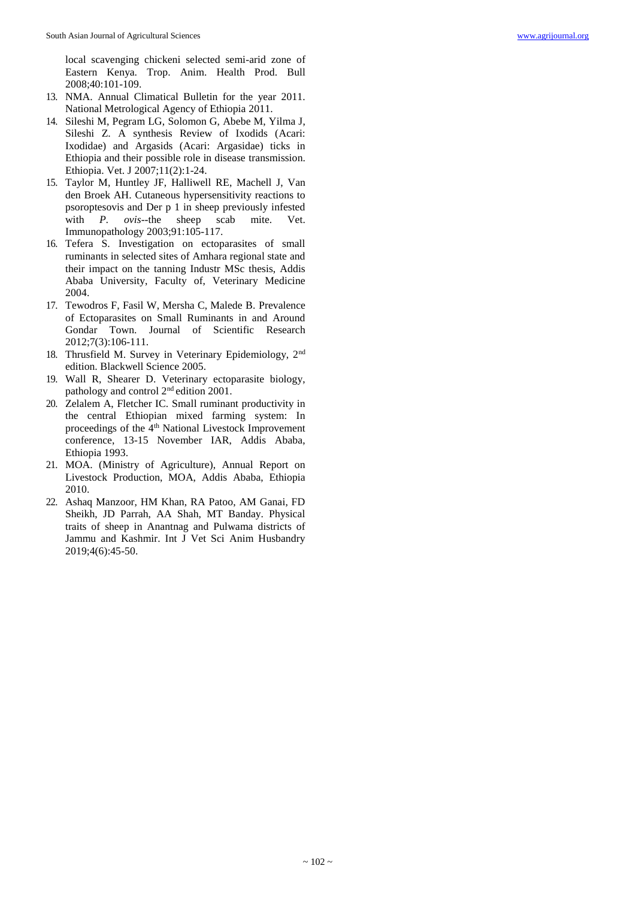local scavenging chickeni selected semi-arid zone of Eastern Kenya. Trop. Anim. Health Prod. Bull 2008;40:101-109.

13. NMA. Annual Climatical Bulletin for the year 2011. National Metrological Agency of Ethiopia 2011.
14. Sileshi M, Pegram LG, Solomon G, Abebe M, Yilma J, Sileshi Z. A synthesis Review of Ixodids (Acari: Ixodidae) and Argasids (Acari: Argasidae) ticks in Ethiopia and their possible role in disease transmission. Ethiopia. Vet. J 2007;11(2):1-24.
15. Taylor M, Huntley JF, Halliwell RE, Machell J, Van den Broek AH. Cutaneous hypersensitivity reactions to psoroptesovis and Der p 1 in sheep previously infested with *P. ovis*--the sheep scab mite. Vet. Immunopathology 2003;91:105-117.
16. Tefera S. Investigation on ectoparasites of small ruminants in selected sites of Amhara regional state and their impact on the tanning Industr MSc thesis, Addis Ababa University, Faculty of, Veterinary Medicine 2004.
17. Tewodros F, Fasil W, Mersha C, Malede B. Prevalence of Ectoparasites on Small Ruminants in and Around Gondar Town. Journal of Scientific Research 2012;7(3):106-111.
18. Thrusfield M. Survey in Veterinary Epidemiology, 2nd edition. Blackwell Science 2005.
19. Wall R, Shearer D. Veterinary ectoparasite biology, pathology and control 2nd edition 2001.
20. Zelalem A, Fletcher IC. Small ruminant productivity in the central Ethiopian mixed farming system: In proceedings of the 4th National Livestock Improvement conference, 13-15 November IAR, Addis Ababa, Ethiopia 1993.
21. MOA. (Ministry of Agriculture), Annual Report on Livestock Production, MOA, Addis Ababa, Ethiopia 2010.
22. Ashaq Manzoor, HM Khan, RA Patoo, AM Ganai, FD Sheikh, JD Parrah, AA Shah, MT Banday. Physical traits of sheep in Anantnag and Pulwama districts of Jammu and Kashmir. Int J Vet Sci Anim Husbandry 2019;4(6):45-50.